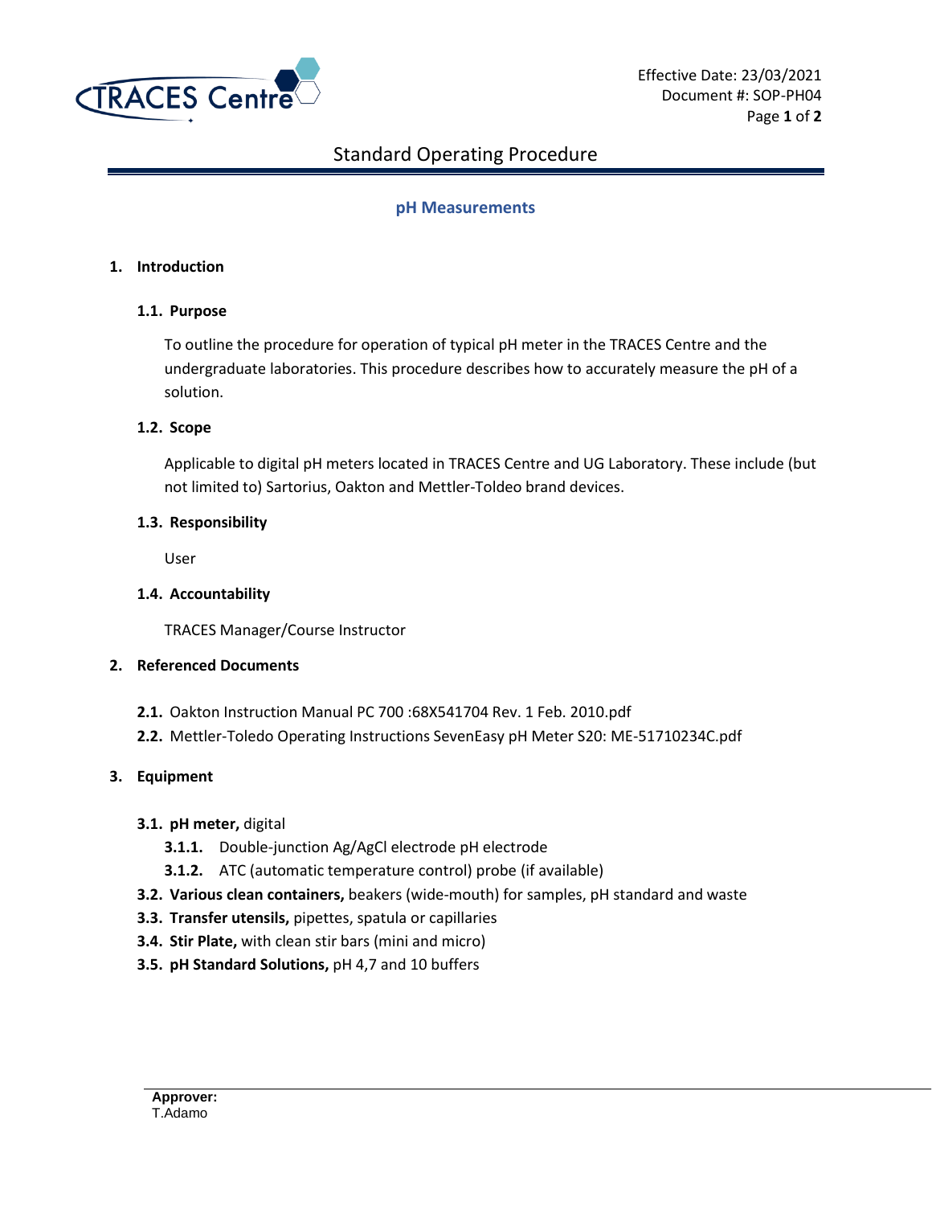# Standard Operating Procedure

## pH Measurements

### 1. Introduction

#### 1.1. Purpose

To outline the procedure for operation of typical pH meter in the TRACES Centre and the undergraduate laboratories. This procedure describes how to accurately measure the pH of a solution.

#### 1.2. Scope

Applicable to digital pH meters located in TRACES Centre and UG Laboratory. These include (but not limited to) Sartorius, Oakton and Mettler-Toldeo brand devices.

#### 1.3. Responsibility

User

#### 1.4. Accountability

TRACES Manager/Course Instructor

### 2. Referenced Documents

**2.1.** Oakton Instruction Manual PC 700 :68X541704 Rev. 1 Feb. 2010.pdf

**2.2.** Mettler-Toledo Operating Instructions SevenEasy pH Meter S20: ME-51710234C.pdf

### 3. Equipment

**3.1. pH meter,** digital

- **3.1.1.** Double-junction Ag/AgCl electrode pH electrode
- **3.1.2.** ATC (automatic temperature control) probe (if available)

**3.2. Various clean containers,** beakers (wide-mouth) for samples, pH standard and waste

**3.3. Transfer utensils,** pipettes, spatula or capillaries

**3.4. Stir Plate,** with clean stir bars (mini and micro)

**3.5. pH Standard Solutions,** pH 4,7 and 10 buffers

**Approver:**
T.Adamo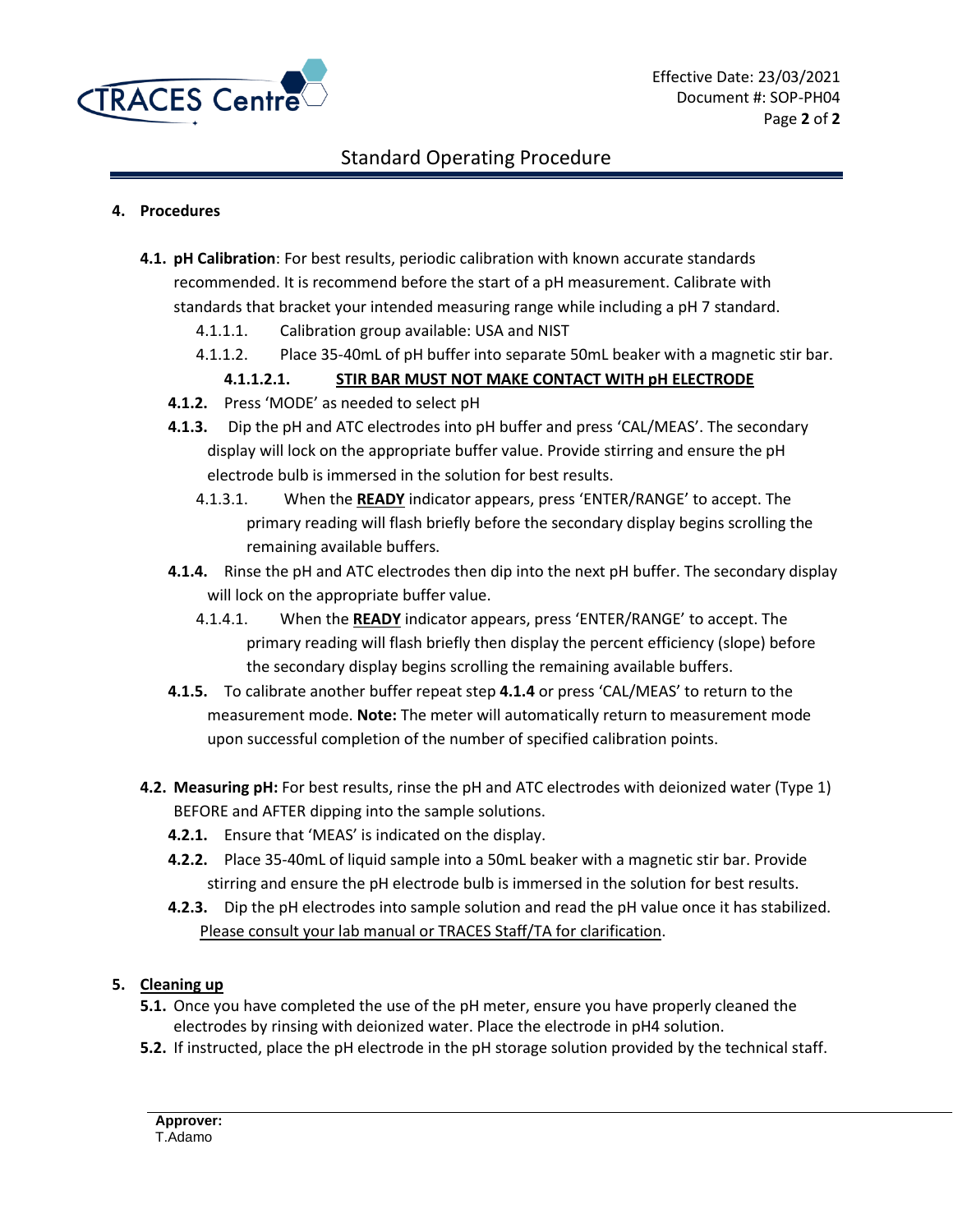## 4. Procedures

**4.1. pH Calibration**: For best results, periodic calibration with known accurate standards recommended. It is recommend before the start of a pH measurement. Calibrate with standards that bracket your intended measuring range while including a pH 7 standard.

4.1.1.1. Calibration group available: USA and NIST

4.1.1.2. Place 35-40mL of pH buffer into separate 50mL beaker with a magnetic stir bar.

**4.1.1.2.1. STIR BAR MUST NOT MAKE CONTACT WITH pH ELECTRODE**

**4.1.2.** Press 'MODE' as needed to select pH

**4.1.3.** Dip the pH and ATC electrodes into pH buffer and press 'CAL/MEAS'. The secondary display will lock on the appropriate buffer value. Provide stirring and ensure the pH electrode bulb is immersed in the solution for best results.

4.1.3.1. When the **READY** indicator appears, press 'ENTER/RANGE' to accept. The primary reading will flash briefly before the secondary display begins scrolling the remaining available buffers.

**4.1.4.** Rinse the pH and ATC electrodes then dip into the next pH buffer. The secondary display will lock on the appropriate buffer value.

4.1.4.1. When the **READY** indicator appears, press 'ENTER/RANGE' to accept. The primary reading will flash briefly then display the percent efficiency (slope) before the secondary display begins scrolling the remaining available buffers.

**4.1.5.** To calibrate another buffer repeat step **4.1.4** or press 'CAL/MEAS' to return to the measurement mode. **Note:** The meter will automatically return to measurement mode upon successful completion of the number of specified calibration points.

**4.2. Measuring pH:** For best results, rinse the pH and ATC electrodes with deionized water (Type 1) BEFORE and AFTER dipping into the sample solutions.

**4.2.1.** Ensure that 'MEAS' is indicated on the display.

**4.2.2.** Place 35-40mL of liquid sample into a 50mL beaker with a magnetic stir bar. Provide stirring and ensure the pH electrode bulb is immersed in the solution for best results.

**4.2.3.** Dip the pH electrodes into sample solution and read the pH value once it has stabilized. Please consult your lab manual or TRACES Staff/TA for clarification.

## 5. Cleaning up

**5.1.** Once you have completed the use of the pH meter, ensure you have properly cleaned the electrodes by rinsing with deionized water. Place the electrode in pH4 solution.

**5.2.** If instructed, place the pH electrode in the pH storage solution provided by the technical staff.

**Approver:**
T.Adamo